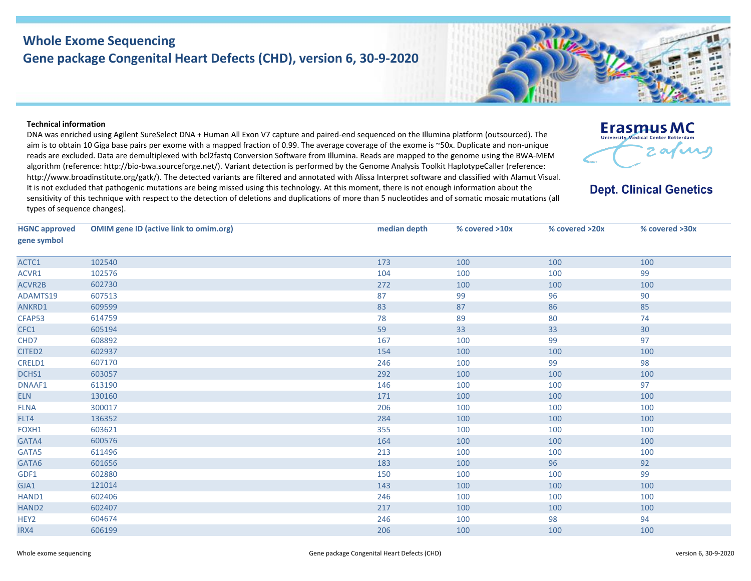# Whole Exome Sequencing

## Gene package Congenital Heart Defects (CHD), version 6, 30-9-2020

**Erasmus MC**
University Medical Center Rotterdam

**Dept. Clinical Genetics**

**Technical information**

DNA was enriched using Agilent SureSelect DNA + Human All Exon V7 capture and paired-end sequenced on the Illumina platform (outsourced). The aim is to obtain 10 Giga base pairs per exome with a mapped fraction of 0.99. The average coverage of the exome is ~50x. Duplicate and non-unique reads are excluded. Data are demultiplexed with bcl2fastq Conversion Software from Illumina. Reads are mapped to the genome using the BWA-MEM algorithm (reference: http://bio-bwa.sourceforge.net/). Variant detection is performed by the Genome Analysis Toolkit HaplotypeCaller (reference: http://www.broadinstitute.org/gatk/). The detected variants are filtered and annotated with Alissa Interpret software and classified with Alamut Visual. It is not excluded that pathogenic mutations are being missed using this technology. At this moment, there is not enough information about the sensitivity of this technique with respect to the detection of deletions and duplications of more than 5 nucleotides and of somatic mosaic mutations (all types of sequence changes).

| HGNC approved gene symbol | OMIM gene ID (active link to omim.org) | median depth | % covered >10x | % covered >20x | % covered >30x |
|---|---|---|---|---|---|
| ACTC1 | 102540 | 173 | 100 | 100 | 100 |
| ACVR1 | 102576 | 104 | 100 | 100 | 99 |
| ACVR2B | 602730 | 272 | 100 | 100 | 100 |
| ADAMTS19 | 607513 | 87 | 99 | 96 | 90 |
| ANKRD1 | 609599 | 83 | 87 | 86 | 85 |
| CFAP53 | 614759 | 78 | 89 | 80 | 74 |
| CFC1 | 605194 | 59 | 33 | 33 | 30 |
| CHD7 | 608892 | 167 | 100 | 99 | 97 |
| CITED2 | 602937 | 154 | 100 | 100 | 100 |
| CRELD1 | 607170 | 246 | 100 | 99 | 98 |
| DCHS1 | 603057 | 292 | 100 | 100 | 100 |
| DNAAF1 | 613190 | 146 | 100 | 100 | 97 |
| ELN | 130160 | 171 | 100 | 100 | 100 |
| FLNA | 300017 | 206 | 100 | 100 | 100 |
| FLT4 | 136352 | 284 | 100 | 100 | 100 |
| FOXH1 | 603621 | 355 | 100 | 100 | 100 |
| GATA4 | 600576 | 164 | 100 | 100 | 100 |
| GATA5 | 611496 | 213 | 100 | 100 | 100 |
| GATA6 | 601656 | 183 | 100 | 96 | 92 |
| GDF1 | 602880 | 150 | 100 | 100 | 99 |
| GJA1 | 121014 | 143 | 100 | 100 | 100 |
| HAND1 | 602406 | 246 | 100 | 100 | 100 |
| HAND2 | 602407 | 217 | 100 | 100 | 100 |
| HEY2 | 604674 | 246 | 100 | 98 | 94 |
| IRX4 | 606199 | 206 | 100 | 100 | 100 |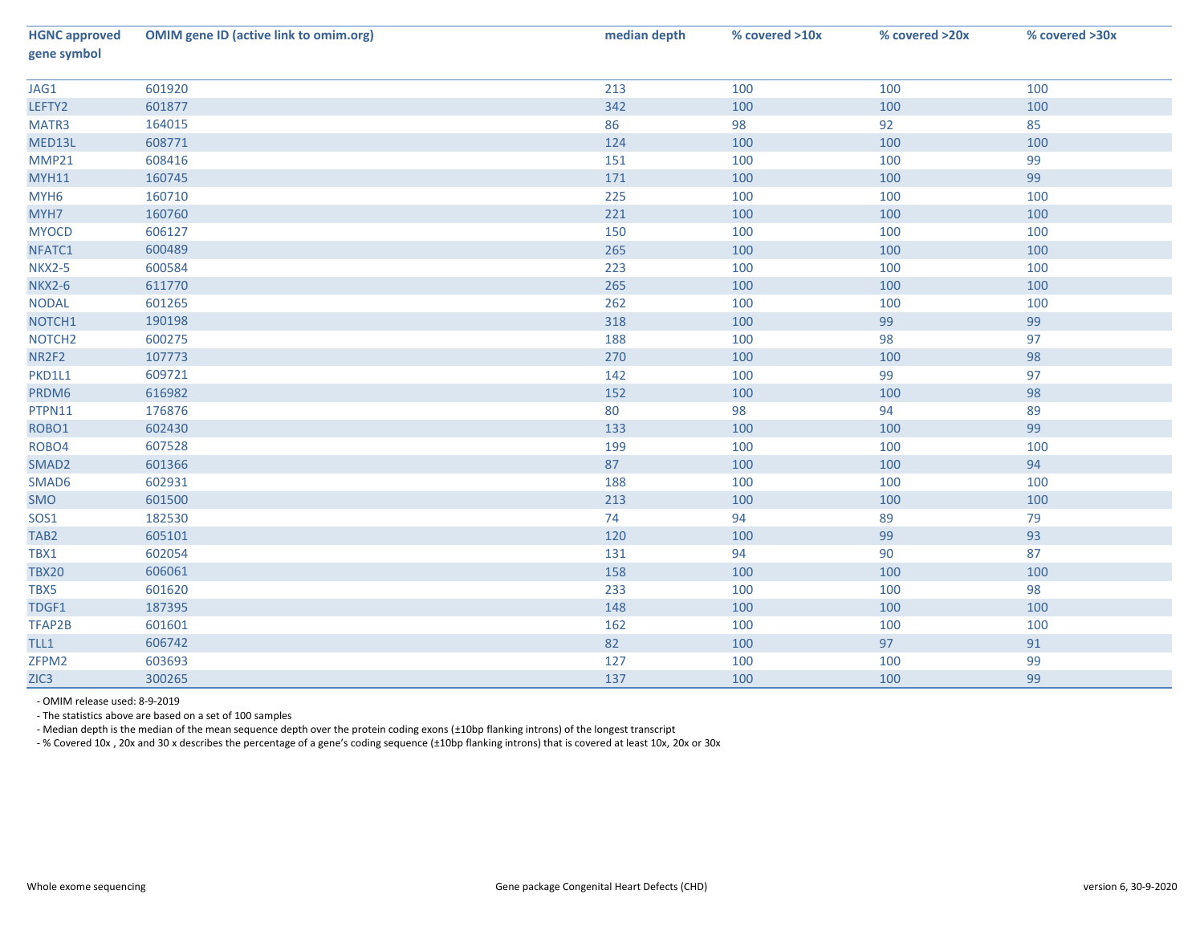| HGNC approved gene symbol | OMIM gene ID (active link to omim.org) | median depth | % covered >10x | % covered >20x | % covered >30x |
|---|---|---|---|---|---|
| JAG1 | 601920 | 213 | 100 | 100 | 100 |
| LEFTY2 | 601877 | 342 | 100 | 100 | 100 |
| MATR3 | 164015 | 86 | 98 | 92 | 85 |
| MED13L | 608771 | 124 | 100 | 100 | 100 |
| MMP21 | 608416 | 151 | 100 | 100 | 99 |
| MYH11 | 160745 | 171 | 100 | 100 | 99 |
| MYH6 | 160710 | 225 | 100 | 100 | 100 |
| MYH7 | 160760 | 221 | 100 | 100 | 100 |
| MYOCD | 606127 | 150 | 100 | 100 | 100 |
| NFATC1 | 600489 | 265 | 100 | 100 | 100 |
| NKX2-5 | 600584 | 223 | 100 | 100 | 100 |
| NKX2-6 | 611770 | 265 | 100 | 100 | 100 |
| NODAL | 601265 | 262 | 100 | 100 | 100 |
| NOTCH1 | 190198 | 318 | 100 | 99 | 99 |
| NOTCH2 | 600275 | 188 | 100 | 98 | 97 |
| NR2F2 | 107773 | 270 | 100 | 100 | 98 |
| PKD1L1 | 609721 | 142 | 100 | 99 | 97 |
| PRDM6 | 616982 | 152 | 100 | 100 | 98 |
| PTPN11 | 176876 | 80 | 98 | 94 | 89 |
| ROBO1 | 602430 | 133 | 100 | 100 | 99 |
| ROBO4 | 607528 | 199 | 100 | 100 | 100 |
| SMAD2 | 601366 | 87 | 100 | 100 | 94 |
| SMAD6 | 602931 | 188 | 100 | 100 | 100 |
| SMO | 601500 | 213 | 100 | 100 | 100 |
| SOS1 | 182530 | 74 | 94 | 89 | 79 |
| TAB2 | 605101 | 120 | 100 | 99 | 93 |
| TBX1 | 602054 | 131 | 94 | 90 | 87 |
| TBX20 | 606061 | 158 | 100 | 100 | 100 |
| TBX5 | 601620 | 233 | 100 | 100 | 98 |
| TDGF1 | 187395 | 148 | 100 | 100 | 100 |
| TFAP2B | 601601 | 162 | 100 | 100 | 100 |
| TLL1 | 606742 | 82 | 100 | 97 | 91 |
| ZFPM2 | 603693 | 127 | 100 | 100 | 99 |
| ZIC3 | 300265 | 137 | 100 | 100 | 99 |

- OMIM release used: 8-9-2019
- The statistics above are based on a set of 100 samples
- Median depth is the median of the mean sequence depth over the protein coding exons (±10bp flanking introns) of the longest transcript
- % Covered 10x , 20x and 30 x describes the percentage of a gene's coding sequence (±10bp flanking introns) that is covered at least 10x, 20x or 30x